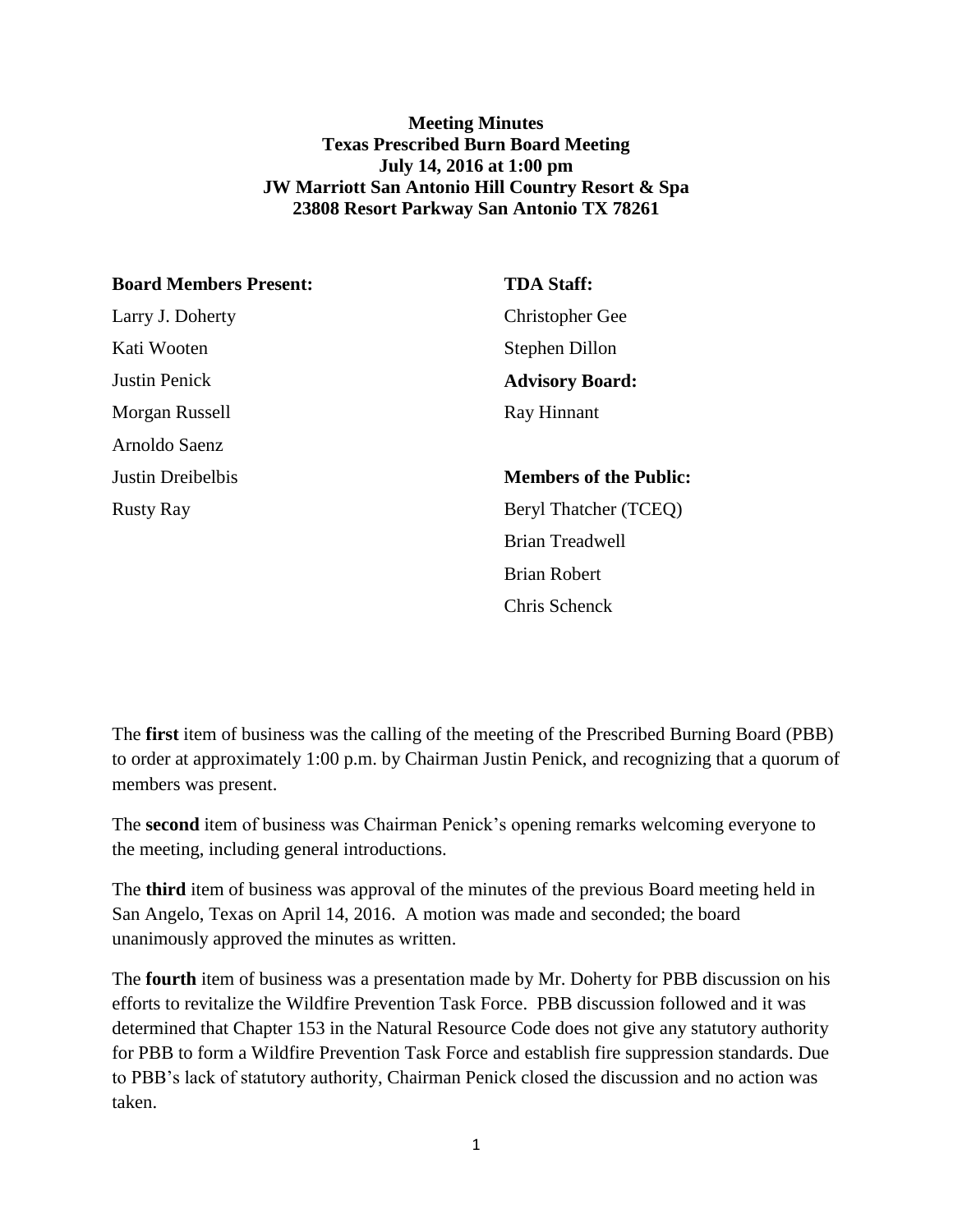**Meeting Minutes**
**Texas Prescribed Burn Board Meeting**
**July 14, 2016 at 1:00 pm**
**JW Marriott San Antonio Hill Country Resort & Spa**
**23808 Resort Parkway San Antonio TX 78261**

**Board Members Present:**

Larry J. Doherty
Kati Wooten
Justin Penick
Morgan Russell
Arnoldo Saenz
Justin Dreibelbis
Rusty Ray

**TDA Staff:**

Christopher Gee
Stephen Dillon

**Advisory Board:**

Ray Hinnant

**Members of the Public:**

Beryl Thatcher (TCEQ)
Brian Treadwell
Brian Robert
Chris Schenck

The **first** item of business was the calling of the meeting of the Prescribed Burning Board (PBB) to order at approximately 1:00 p.m. by Chairman Justin Penick, and recognizing that a quorum of members was present.

The **second** item of business was Chairman Penick's opening remarks welcoming everyone to the meeting, including general introductions.

The **third** item of business was approval of the minutes of the previous Board meeting held in San Angelo, Texas on April 14, 2016. A motion was made and seconded; the board unanimously approved the minutes as written.

The **fourth** item of business was a presentation made by Mr. Doherty for PBB discussion on his efforts to revitalize the Wildfire Prevention Task Force. PBB discussion followed and it was determined that Chapter 153 in the Natural Resource Code does not give any statutory authority for PBB to form a Wildfire Prevention Task Force and establish fire suppression standards. Due to PBB's lack of statutory authority, Chairman Penick closed the discussion and no action was taken.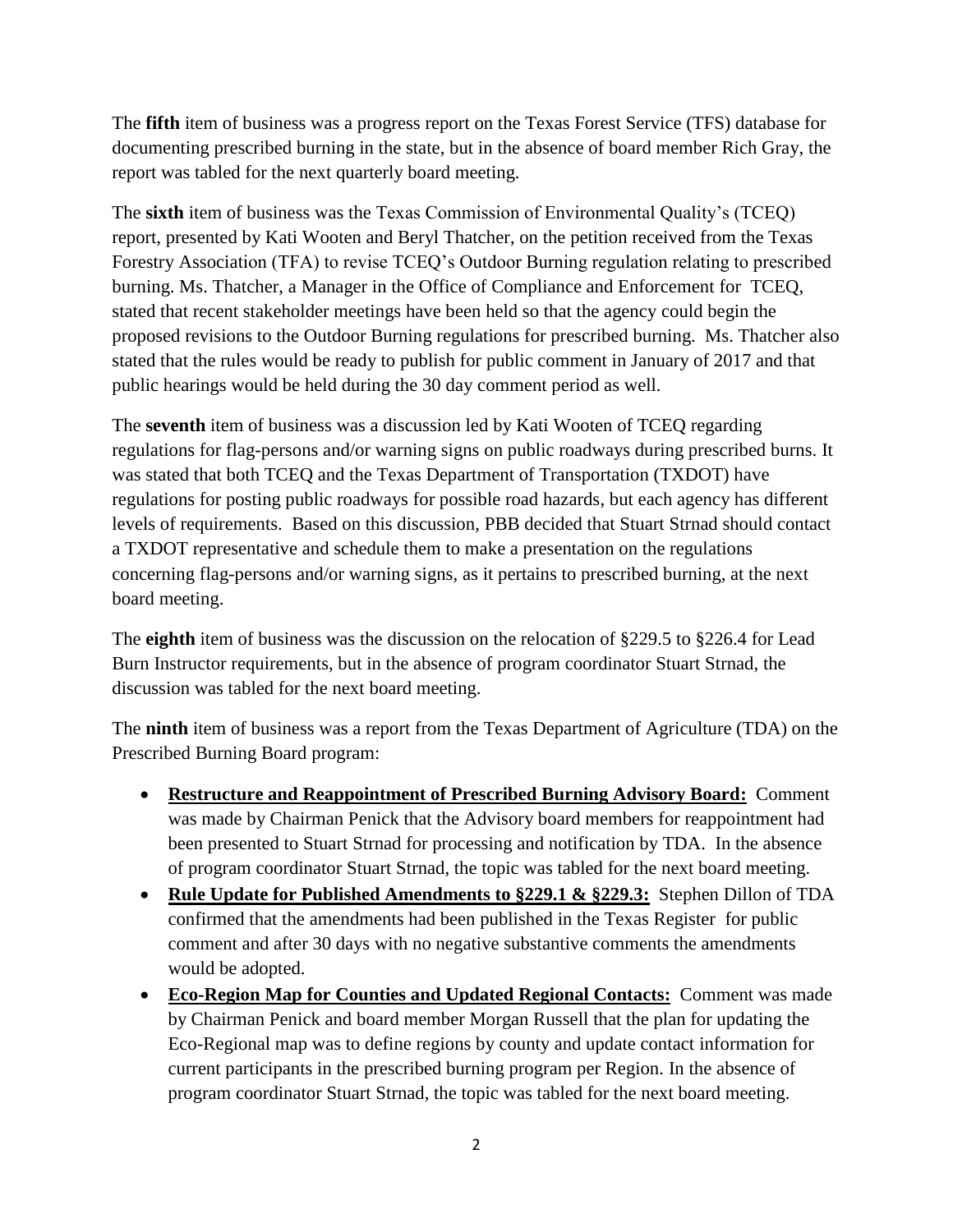The **fifth** item of business was a progress report on the Texas Forest Service (TFS) database for documenting prescribed burning in the state, but in the absence of board member Rich Gray, the report was tabled for the next quarterly board meeting.

The **sixth** item of business was the Texas Commission of Environmental Quality's (TCEQ) report, presented by Kati Wooten and Beryl Thatcher, on the petition received from the Texas Forestry Association (TFA) to revise TCEQ's Outdoor Burning regulation relating to prescribed burning. Ms. Thatcher, a Manager in the Office of Compliance and Enforcement for TCEQ, stated that recent stakeholder meetings have been held so that the agency could begin the proposed revisions to the Outdoor Burning regulations for prescribed burning. Ms. Thatcher also stated that the rules would be ready to publish for public comment in January of 2017 and that public hearings would be held during the 30 day comment period as well.

The **seventh** item of business was a discussion led by Kati Wooten of TCEQ regarding regulations for flag-persons and/or warning signs on public roadways during prescribed burns. It was stated that both TCEQ and the Texas Department of Transportation (TXDOT) have regulations for posting public roadways for possible road hazards, but each agency has different levels of requirements. Based on this discussion, PBB decided that Stuart Strnad should contact a TXDOT representative and schedule them to make a presentation on the regulations concerning flag-persons and/or warning signs, as it pertains to prescribed burning, at the next board meeting.

The **eighth** item of business was the discussion on the relocation of §229.5 to §226.4 for Lead Burn Instructor requirements, but in the absence of program coordinator Stuart Strnad, the discussion was tabled for the next board meeting.

The **ninth** item of business was a report from the Texas Department of Agriculture (TDA) on the Prescribed Burning Board program:

- **<u>Restructure and Reappointment of Prescribed Burning Advisory Board:</u>** Comment was made by Chairman Penick that the Advisory board members for reappointment had been presented to Stuart Strnad for processing and notification by TDA. In the absence of program coordinator Stuart Strnad, the topic was tabled for the next board meeting.
- **<u>Rule Update for Published Amendments to §229.1 & §229.3:</u>** Stephen Dillon of TDA confirmed that the amendments had been published in the Texas Register for public comment and after 30 days with no negative substantive comments the amendments would be adopted.
- **<u>Eco-Region Map for Counties and Updated Regional Contacts:</u>** Comment was made by Chairman Penick and board member Morgan Russell that the plan for updating the Eco-Regional map was to define regions by county and update contact information for current participants in the prescribed burning program per Region. In the absence of program coordinator Stuart Strnad, the topic was tabled for the next board meeting.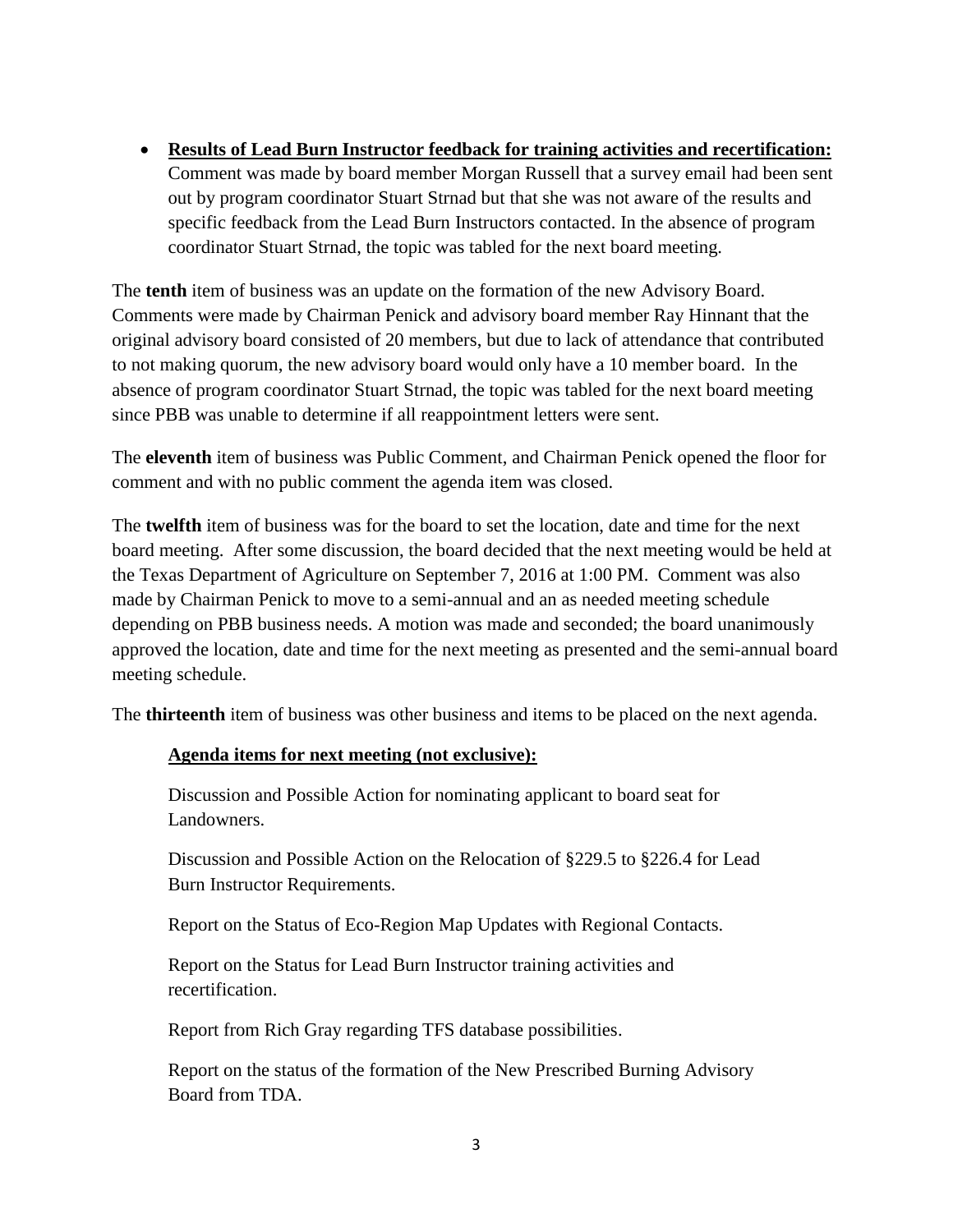- **<u>Results of Lead Burn Instructor feedback for training activities and recertification:</u>** Comment was made by board member Morgan Russell that a survey email had been sent out by program coordinator Stuart Strnad but that she was not aware of the results and specific feedback from the Lead Burn Instructors contacted. In the absence of program coordinator Stuart Strnad, the topic was tabled for the next board meeting.

The **tenth** item of business was an update on the formation of the new Advisory Board. Comments were made by Chairman Penick and advisory board member Ray Hinnant that the original advisory board consisted of 20 members, but due to lack of attendance that contributed to not making quorum, the new advisory board would only have a 10 member board. In the absence of program coordinator Stuart Strnad, the topic was tabled for the next board meeting since PBB was unable to determine if all reappointment letters were sent.

The **eleventh** item of business was Public Comment, and Chairman Penick opened the floor for comment and with no public comment the agenda item was closed.

The **twelfth** item of business was for the board to set the location, date and time for the next board meeting. After some discussion, the board decided that the next meeting would be held at the Texas Department of Agriculture on September 7, 2016 at 1:00 PM. Comment was also made by Chairman Penick to move to a semi-annual and an as needed meeting schedule depending on PBB business needs. A motion was made and seconded; the board unanimously approved the location, date and time for the next meeting as presented and the semi-annual board meeting schedule.

The **thirteenth** item of business was other business and items to be placed on the next agenda.

**<u>Agenda items for next meeting (not exclusive):</u>**

Discussion and Possible Action for nominating applicant to board seat for Landowners.

Discussion and Possible Action on the Relocation of §229.5 to §226.4 for Lead Burn Instructor Requirements.

Report on the Status of Eco-Region Map Updates with Regional Contacts.

Report on the Status for Lead Burn Instructor training activities and recertification.

Report from Rich Gray regarding TFS database possibilities.

Report on the status of the formation of the New Prescribed Burning Advisory Board from TDA.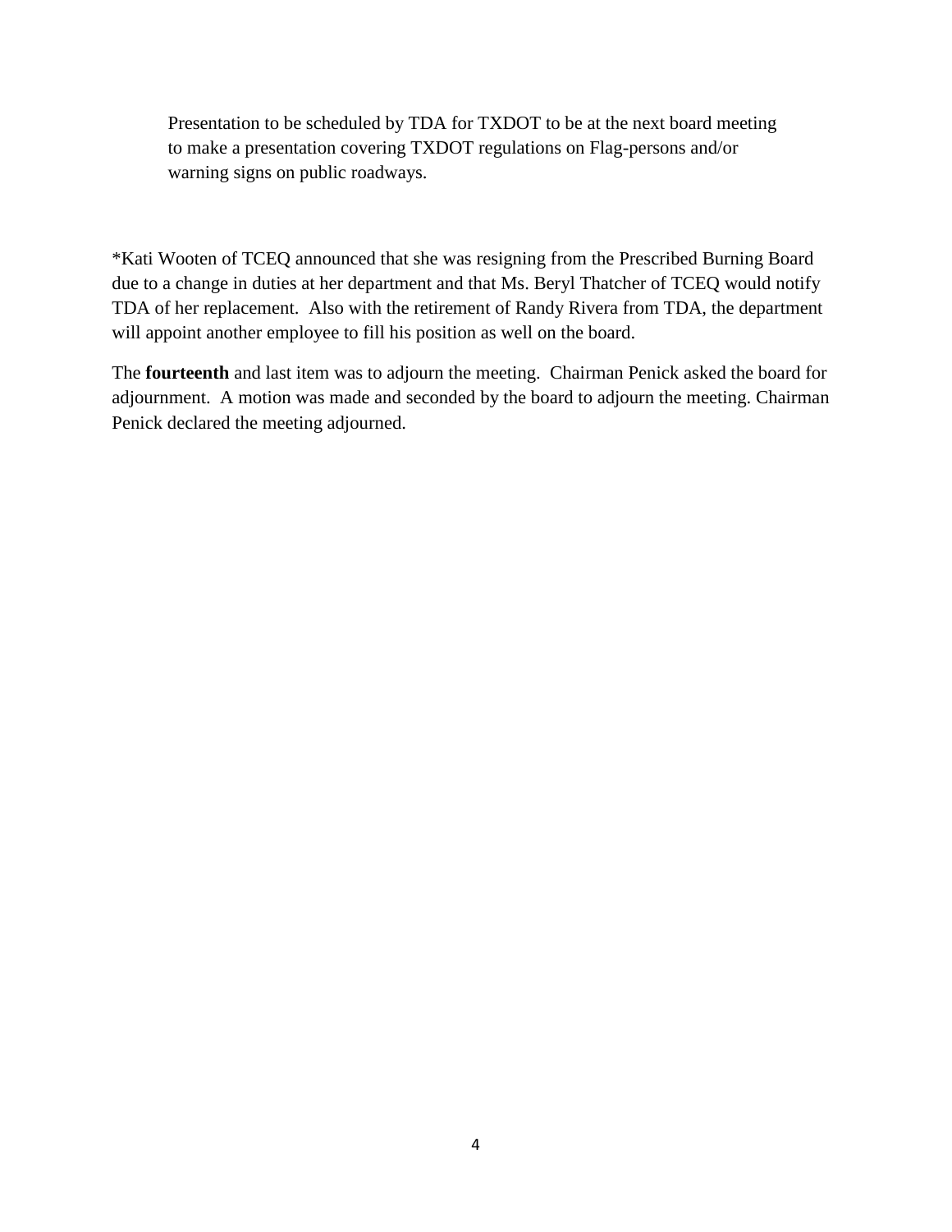Presentation to be scheduled by TDA for TXDOT to be at the next board meeting to make a presentation covering TXDOT regulations on Flag-persons and/or warning signs on public roadways.

*Kati Wooten of TCEQ announced that she was resigning from the Prescribed Burning Board due to a change in duties at her department and that Ms. Beryl Thatcher of TCEQ would notify TDA of her replacement. Also with the retirement of Randy Rivera from TDA, the department will appoint another employee to fill his position as well on the board.

The **fourteenth** and last item was to adjourn the meeting. Chairman Penick asked the board for adjournment. A motion was made and seconded by the board to adjourn the meeting. Chairman Penick declared the meeting adjourned.